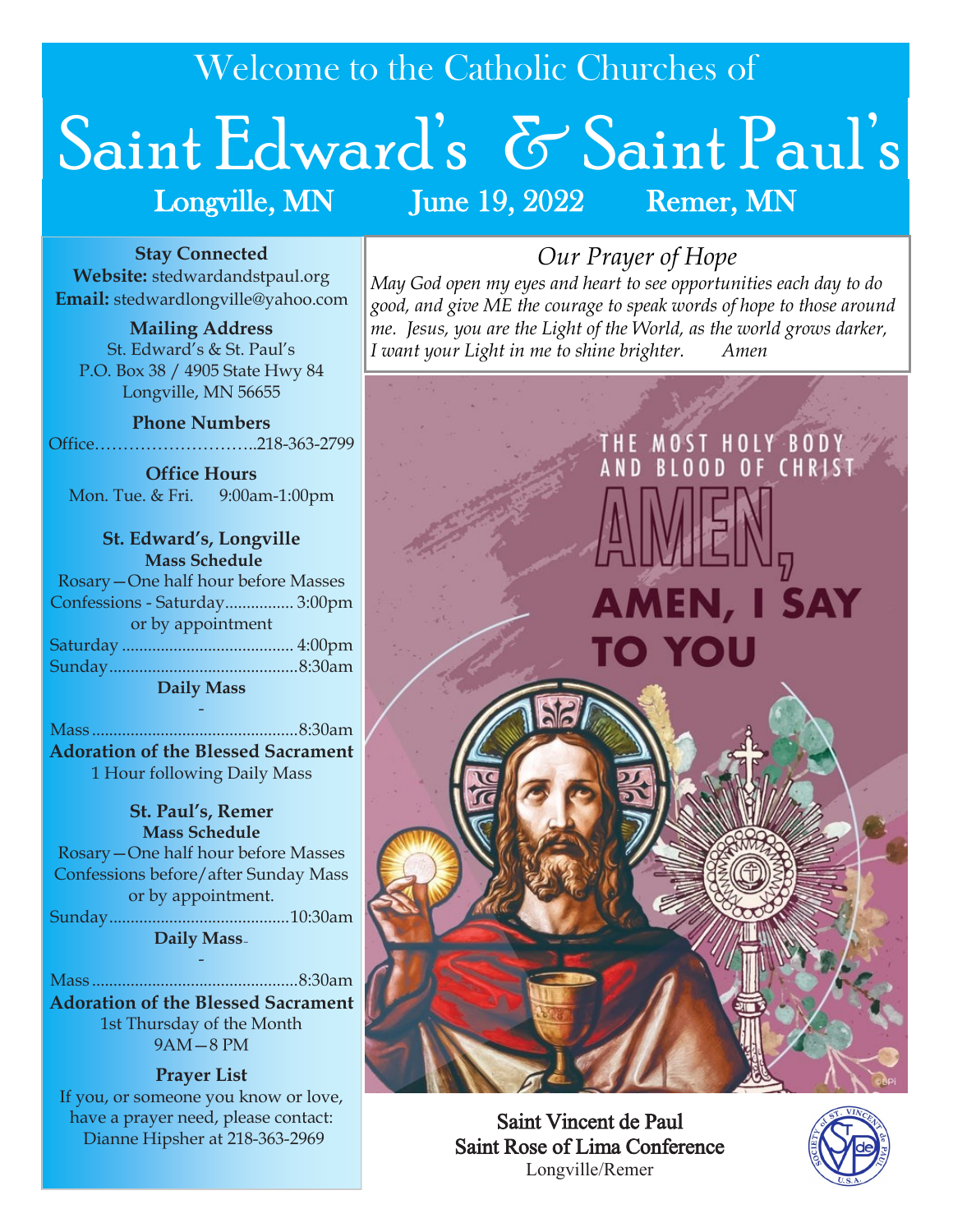# Welcome to the Catholic Churches of

# Saint Edward's & Saint Paul's

**Longville, MN — June 19, 2022 — Remer, MN**

### Stay Connected

**Website:** stedwardandstpaul.org
**Email:** stedwardlongville@yahoo.com

### Mailing Address

St. Edward's & St. Paul's
P.O. Box 38 / 4905 State Hwy 84
Longville, MN 56655

### Phone Numbers

Office…………………………..218-363-2799

### Office Hours

Mon. Tue. & Fri. 9:00am-1:00pm

### St. Edward's, Longville

**Mass Schedule**

Rosary—One half hour before Masses
Confessions - Saturday................ 3:00pm
or by appointment
Saturday ........................................ 4:00pm
Sunday............................................8:30am

**Daily Mass**

-

Mass ................................................8:30am

**Adoration of the Blessed Sacrament**

1 Hour following Daily Mass

### St. Paul's, Remer

**Mass Schedule**

Rosary—One half hour before Masses
Confessions before/after Sunday Mass
or by appointment.
Sunday...........................................10:30am

**Daily Mass**

-

Mass ................................................8:30am

**Adoration of the Blessed Sacrament**

1st Thursday of the Month
9AM—8 PM

### Prayer List

If you, or someone you know or love, have a prayer need, please contact:
Dianne Hipsher at 218-363-2969

## *Our Prayer of Hope*

*May God open my eyes and heart to see opportunities each day to do good, and give ME the courage to speak words of hope to those around me. Jesus, you are the Light of the World, as the world grows darker, I want your Light in me to shine brighter. Amen*

THE MOST HOLY BODY AND BLOOD OF CHRIST

AMEN, AMEN, I SAY TO YOU

Saint Vincent de Paul
Saint Rose of Lima Conference
Longville/Remer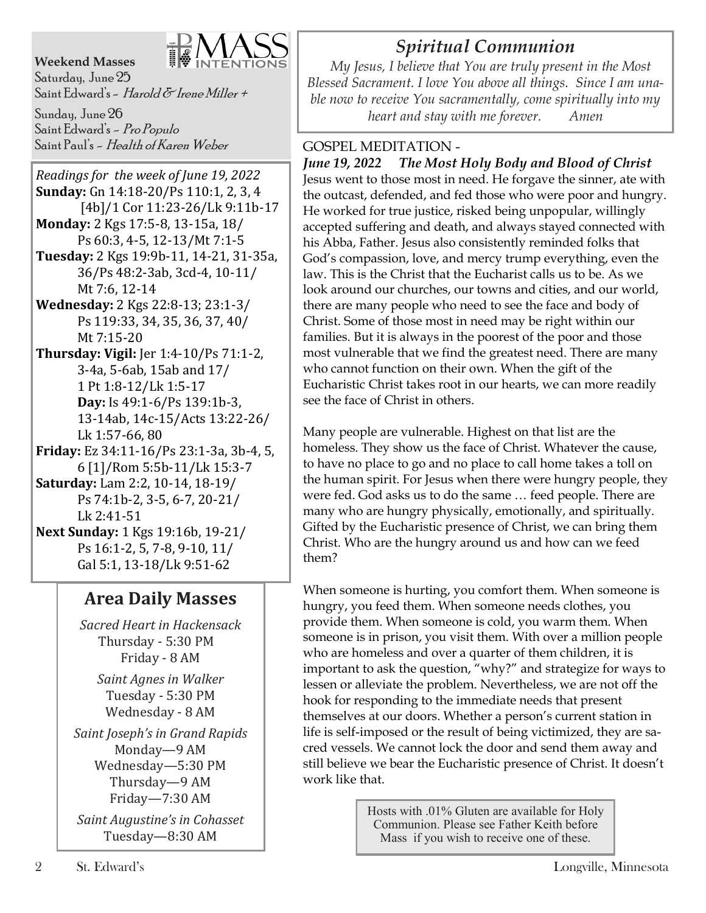## Mass Intentions

**Weekend Masses**

Saturday, June 25
Saint Edward's ~ *Harold & Irene Miller +*

Sunday, June 26
Saint Edward's ~ *Pro Populo*
Saint Paul's ~ *Health of Karen Weber*

*Readings for the week of June 19, 2022*

**Sunday:** Gn 14:18-20/Ps 110:1, 2, 3, 4 [4b]/1 Cor 11:23-26/Lk 9:11b-17
**Monday:** 2 Kgs 17:5-8, 13-15a, 18/ Ps 60:3, 4-5, 12-13/Mt 7:1-5
**Tuesday:** 2 Kgs 19:9b-11, 14-21, 31-35a, 36/Ps 48:2-3ab, 3cd-4, 10-11/ Mt 7:6, 12-14
**Wednesday:** 2 Kgs 22:8-13; 23:1-3/ Ps 119:33, 34, 35, 36, 37, 40/ Mt 7:15-20
**Thursday: Vigil:** Jer 1:4-10/Ps 71:1-2, 3-4a, 5-6ab, 15ab and 17/ 1 Pt 1:8-12/Lk 1:5-17
**Day:** Is 49:1-6/Ps 139:1b-3, 13-14ab, 14c-15/Acts 13:22-26/ Lk 1:57-66, 80
**Friday:** Ez 34:11-16/Ps 23:1-3a, 3b-4, 5, 6 [1]/Rom 5:5b-11/Lk 15:3-7
**Saturday:** Lam 2:2, 10-14, 18-19/ Ps 74:1b-2, 3-5, 6-7, 20-21/ Lk 2:41-51
**Next Sunday:** 1 Kgs 19:16b, 19-21/ Ps 16:1-2, 5, 7-8, 9-10, 11/ Gal 5:1, 13-18/Lk 9:51-62

## Area Daily Masses

*Sacred Heart in Hackensack*
Thursday - 5:30 PM
Friday - 8 AM

*Saint Agnes in Walker*
Tuesday - 5:30 PM
Wednesday - 8 AM

*Saint Joseph's in Grand Rapids*
Monday—9 AM
Wednesday—5:30 PM
Thursday—9 AM
Friday—7:30 AM

*Saint Augustine's in Cohasset*
Tuesday—8:30 AM

## *Spiritual Communion*

*My Jesus, I believe that You are truly present in the Most Blessed Sacrament. I love You above all things. Since I am unable now to receive You sacramentally, come spiritually into my heart and stay with me forever. Amen*

GOSPEL MEDITATION -

***June 19, 2022 The Most Holy Body and Blood of Christ***

Jesus went to those most in need. He forgave the sinner, ate with the outcast, defended, and fed those who were poor and hungry. He worked for true justice, risked being unpopular, willingly accepted suffering and death, and always stayed connected with his Abba, Father. Jesus also consistently reminded folks that God's compassion, love, and mercy trump everything, even the law. This is the Christ that the Eucharist calls us to be. As we look around our churches, our towns and cities, and our world, there are many people who need to see the face and body of Christ. Some of those most in need may be right within our families. But it is always in the poorest of the poor and those most vulnerable that we find the greatest need. There are many who cannot function on their own. When the gift of the Eucharistic Christ takes root in our hearts, we can more readily see the face of Christ in others.

Many people are vulnerable. Highest on that list are the homeless. They show us the face of Christ. Whatever the cause, to have no place to go and no place to call home takes a toll on the human spirit. For Jesus when there were hungry people, they were fed. God asks us to do the same … feed people. There are many who are hungry physically, emotionally, and spiritually. Gifted by the Eucharistic presence of Christ, we can bring them Christ. Who are the hungry around us and how can we feed them?

When someone is hurting, you comfort them. When someone is hungry, you feed them. When someone needs clothes, you provide them. When someone is cold, you warm them. When someone is in prison, you visit them. With over a million people who are homeless and over a quarter of them children, it is important to ask the question, "why?" and strategize for ways to lessen or alleviate the problem. Nevertheless, we are not off the hook for responding to the immediate needs that present themselves at our doors. Whether a person's current station in life is self-imposed or the result of being victimized, they are sacred vessels. We cannot lock the door and send them away and still believe we bear the Eucharistic presence of Christ. It doesn't work like that.

Hosts with .01% Gluten are available for Holy Communion. Please see Father Keith before Mass if you wish to receive one of these.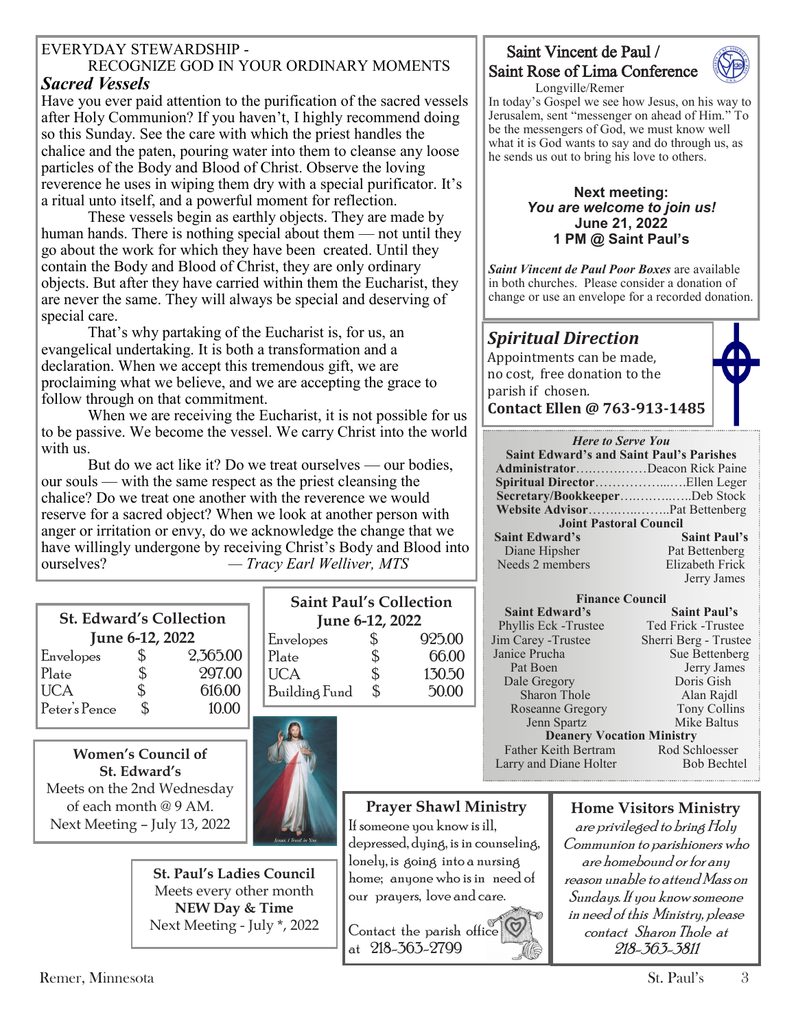EVERYDAY STEWARDSHIP -
RECOGNIZE GOD IN YOUR ORDINARY MOMENTS

### *Sacred Vessels*

Have you ever paid attention to the purification of the sacred vessels after Holy Communion? If you haven't, I highly recommend doing so this Sunday. See the care with which the priest handles the chalice and the paten, pouring water into them to cleanse any loose particles of the Body and Blood of Christ. Observe the loving reverence he uses in wiping them dry with a special purificator. It's a ritual unto itself, and a powerful moment for reflection.

These vessels begin as earthly objects. They are made by human hands. There is nothing special about them — not until they go about the work for which they have been created. Until they contain the Body and Blood of Christ, they are only ordinary objects. But after they have carried within them the Eucharist, they are never the same. They will always be special and deserving of special care.

That's why partaking of the Eucharist is, for us, an evangelical undertaking. It is both a transformation and a declaration. When we accept this tremendous gift, we are proclaiming what we believe, and we are accepting the grace to follow through on that commitment.

When we are receiving the Eucharist, it is not possible for us to be passive. We become the vessel. We carry Christ into the world with us.

But do we act like it? Do we treat ourselves — our bodies, our souls — with the same respect as the priest cleansing the chalice? Do we treat one another with the reverence we would reserve for a sacred object? When we look at another person with anger or irritation or envy, do we acknowledge the change that we have willingly undergone by receiving Christ's Body and Blood into ourselves? *— Tracy Earl Welliver, MTS*

## St. Edward's Collection June 6-12, 2022

| | | |
|---|---|---|
| Envelopes | $ | 2,365.00 |
| Plate | $ | 297.00 |
| UCA | $ | 616.00 |
| Peter's Pence | $ | 10.00 |

## Saint Paul's Collection June 6-12, 2022

| | | |
|---|---|---|
| Envelopes | $ | 925.00 |
| Plate | $ | 66.00 |
| UCA | $ | 130.50 |
| Building Fund | $ | 50.00 |

**Women's Council of St. Edward's**
Meets on the 2nd Wednesday of each month @ 9 AM.
Next Meeting – July 13, 2022

Jesus, I Trust in You

**St. Paul's Ladies Council**
Meets every other month
**NEW Day & Time**
Next Meeting - July *, 2022

## Prayer Shawl Ministry

If someone you know is ill, depressed, dying, is in counseling, lonely, is going into a nursing home; anyone who is in need of our prayers, love and care.

Contact the parish office at 218-363-2799

## Saint Vincent de Paul / Saint Rose of Lima Conference

Longville/Remer

In today's Gospel we see how Jesus, on his way to Jerusalem, sent "messenger on ahead of Him." To be the messengers of God, we must know well what it is God wants to say and do through us, as he sends us out to bring his love to others.

**Next meeting:**
***You are welcome to join us!***
**June 21, 2022**
**1 PM @ Saint Paul's**

***Saint Vincent de Paul Poor Boxes*** are available in both churches. Please consider a donation of change or use an envelope for a recorded donation.

## *Spiritual Direction*

Appointments can be made, no cost, free donation to the parish if chosen.
**Contact Ellen @ 763-913-1485**

*Here to Serve You*
**Saint Edward's and Saint Paul's Parishes**

**Administrator**……………..Deacon Rick Paine
**Spiritual Director**……………...….Ellen Leger
**Secretary/Bookkeeper**…..……..…..Deb Stock
**Website Advisor**……..…..……...Pat Bettenberg

**Joint Pastoral Council**

| Saint Edward's | Saint Paul's |
|---|---|
| Diane Hipsher | Pat Bettenberg |
| Needs 2 members | Elizabeth Frick |
| | Jerry James |

**Finance Council**

| Saint Edward's | Saint Paul's |
|---|---|
| Phyllis Eck -Trustee | Ted Frick -Trustee |
| Jim Carey -Trustee | Sherri Berg - Trustee |
| Janice Prucha | Sue Bettenberg |
| Pat Boen | Jerry James |
| Dale Gregory | Doris Gish |
| Sharon Thole | Alan Rajdl |
| Roseanne Gregory | Tony Collins |
| Jenn Spartz | Mike Baltus |

**Deanery Vocation Ministry**

| | |
|---|---|
| Father Keith Bertram | Rod Schloesser |
| Larry and Diane Holter | Bob Bechtel |

## Home Visitors Ministry

*are privileged to bring Holy Communion to parishioners who are homebound or for any reason unable to attend Mass on Sundays. If you know someone in need of this Ministry, please contact Sharon Thole at 218-363-3811*